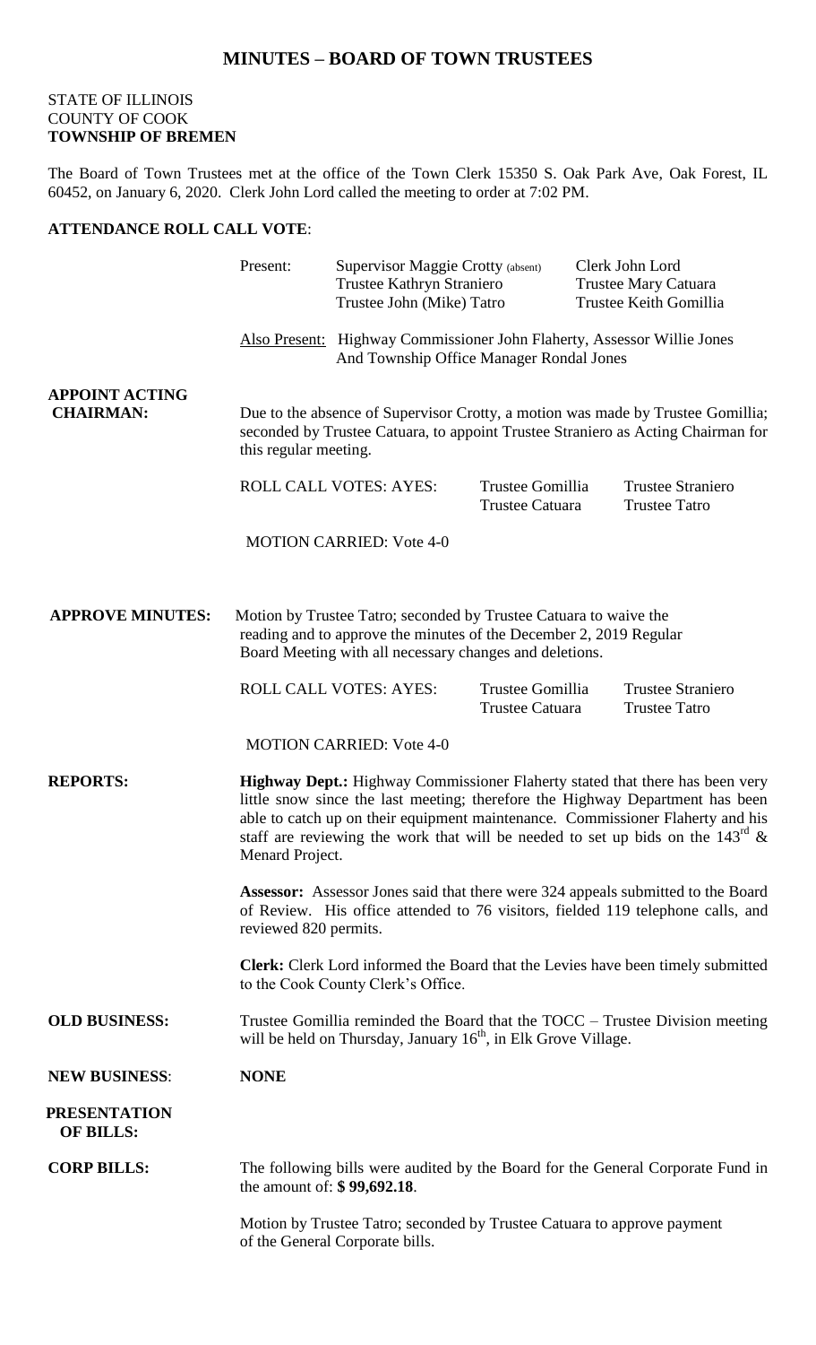# MINUTES – BOARD OF TOWN TRUSTEES

STATE OF ILLINOIS
COUNTY OF COOK
**TOWNSHIP OF BREMEN**

The Board of Town Trustees met at the office of the Town Clerk 15350 S. Oak Park Ave, Oak Forest, IL 60452, on January 6, 2020. Clerk John Lord called the meeting to order at 7:02 PM.

**ATTENDANCE ROLL CALL VOTE**:

Present: Supervisor Maggie Crotty (absent) | Clerk John Lord
Trustee Kathryn Straniero | Trustee Mary Catuara
Trustee John (Mike) Tatro | Trustee Keith Gomillia

Also Present: Highway Commissioner John Flaherty, Assessor Willie Jones And Township Office Manager Rondal Jones

**APPOINT ACTING CHAIRMAN:** Due to the absence of Supervisor Crotty, a motion was made by Trustee Gomillia; seconded by Trustee Catuara, to appoint Trustee Straniero as Acting Chairman for this regular meeting.

ROLL CALL VOTES: AYES: Trustee Gomillia, Trustee Straniero, Trustee Catuara, Trustee Tatro

MOTION CARRIED: Vote 4-0

**APPROVE MINUTES:** Motion by Trustee Tatro; seconded by Trustee Catuara to waive the reading and to approve the minutes of the December 2, 2019 Regular Board Meeting with all necessary changes and deletions.

ROLL CALL VOTES: AYES: Trustee Gomillia, Trustee Straniero, Trustee Catuara, Trustee Tatro

MOTION CARRIED: Vote 4-0

**REPORTS:** **Highway Dept.:** Highway Commissioner Flaherty stated that there has been very little snow since the last meeting; therefore the Highway Department has been able to catch up on their equipment maintenance. Commissioner Flaherty and his staff are reviewing the work that will be needed to set up bids on the 143rd & Menard Project.

**Assessor:** Assessor Jones said that there were 324 appeals submitted to the Board of Review. His office attended to 76 visitors, fielded 119 telephone calls, and reviewed 820 permits.

**Clerk:** Clerk Lord informed the Board that the Levies have been timely submitted to the Cook County Clerk's Office.

**OLD BUSINESS:** Trustee Gomillia reminded the Board that the TOCC – Trustee Division meeting will be held on Thursday, January 16th, in Elk Grove Village.

**NEW BUSINESS**: **NONE**

**PRESENTATION OF BILLS:**

**CORP BILLS:** The following bills were audited by the Board for the General Corporate Fund in the amount of: **$ 99,692.18**.

Motion by Trustee Tatro; seconded by Trustee Catuara to approve payment of the General Corporate bills.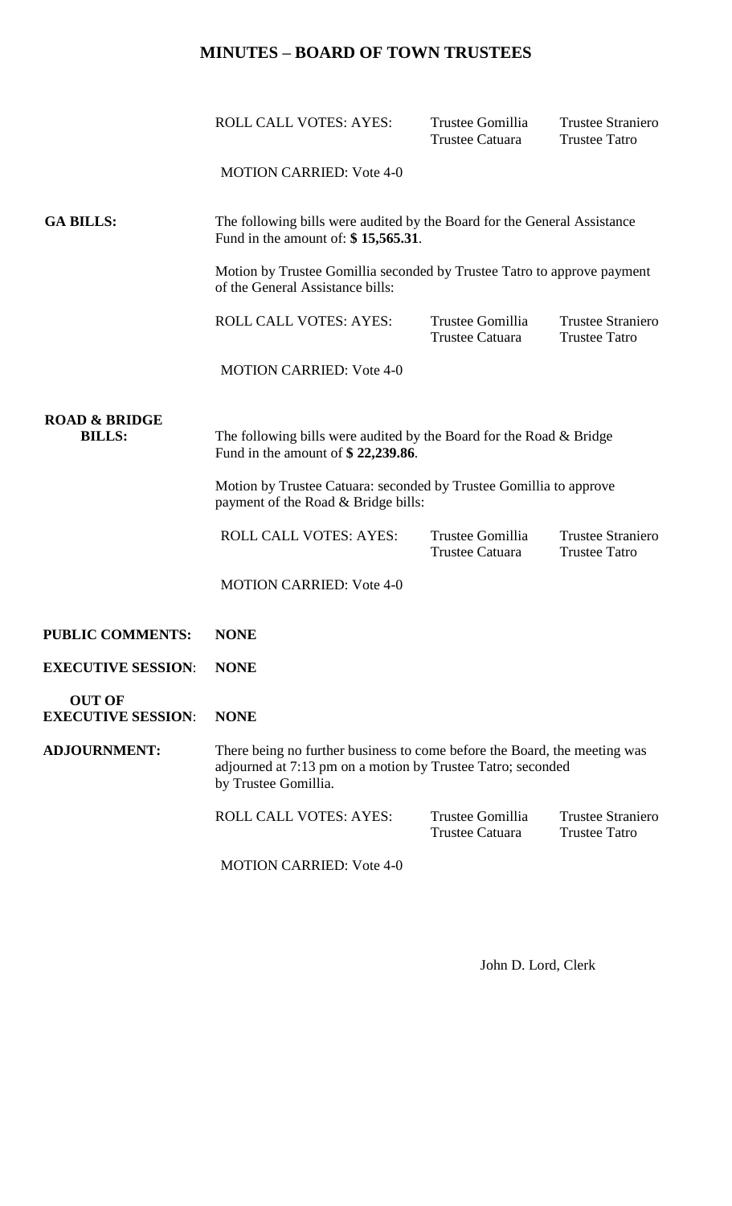# MINUTES – BOARD OF TOWN TRUSTEES

| | | | |
|---|---|---|---|
| | ROLL CALL VOTES: AYES: | Trustee Gomillia<br>Trustee Catuara | Trustee Straniero<br>Trustee Tatro |

MOTION CARRIED: Vote 4-0

**GA BILLS:** The following bills were audited by the Board for the General Assistance Fund in the amount of: **$ 15,565.31**.

Motion by Trustee Gomillia seconded by Trustee Tatro to approve payment of the General Assistance bills:

| | | | |
|---|---|---|---|
| | ROLL CALL VOTES: AYES: | Trustee Gomillia<br>Trustee Catuara | Trustee Straniero<br>Trustee Tatro |

MOTION CARRIED: Vote 4-0

**ROAD & BRIDGE BILLS:** The following bills were audited by the Board for the Road & Bridge Fund in the amount of **$ 22,239.86**.

Motion by Trustee Catuara: seconded by Trustee Gomillia to approve payment of the Road & Bridge bills:

| | | | |
|---|---|---|---|
| | ROLL CALL VOTES: AYES: | Trustee Gomillia<br>Trustee Catuara | Trustee Straniero<br>Trustee Tatro |

MOTION CARRIED: Vote 4-0

**PUBLIC COMMENTS:** **NONE**

**EXECUTIVE SESSION**: **NONE**

**OUT OF EXECUTIVE SESSION**: **NONE**

**ADJOURNMENT:** There being no further business to come before the Board, the meeting was adjourned at 7:13 pm on a motion by Trustee Tatro; seconded by Trustee Gomillia.

| | | | |
|---|---|---|---|
| | ROLL CALL VOTES: AYES: | Trustee Gomillia<br>Trustee Catuara | Trustee Straniero<br>Trustee Tatro |

MOTION CARRIED: Vote 4-0

John D. Lord, Clerk